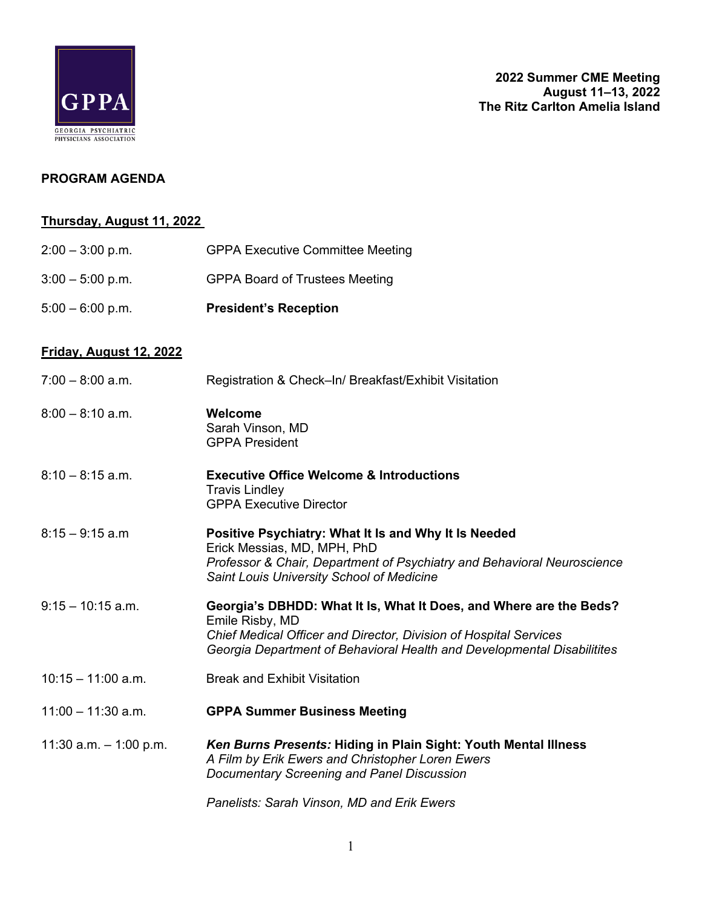GPPA
GEORGIA PSYCHIATRIC PHYSICIANS ASSOCIATION

**2022 Summer CME Meeting**
**August 11–13, 2022**
**The Ritz Carlton Amelia Island**

## PROGRAM AGENDA

### Thursday, August 11, 2022

2:00 – 3:00 p.m. GPPA Executive Committee Meeting

3:00 – 5:00 p.m. GPPA Board of Trustees Meeting

5:00 – 6:00 p.m. **President's Reception**

### Friday, August 12, 2022

7:00 – 8:00 a.m. Registration & Check–In/ Breakfast/Exhibit Visitation

8:00 – 8:10 a.m. **Welcome**
Sarah Vinson, MD
GPPA President

8:10 – 8:15 a.m. **Executive Office Welcome & Introductions**
Travis Lindley
GPPA Executive Director

8:15 – 9:15 a.m **Positive Psychiatry: What It Is and Why It Is Needed**
Erick Messias, MD, MPH, PhD
*Professor & Chair, Department of Psychiatry and Behavioral Neuroscience*
*Saint Louis University School of Medicine*

9:15 – 10:15 a.m. **Georgia's DBHDD: What It Is, What It Does, and Where are the Beds?**
Emile Risby, MD
*Chief Medical Officer and Director, Division of Hospital Services*
*Georgia Department of Behavioral Health and Developmental Disabilitites*

10:15 – 11:00 a.m. Break and Exhibit Visitation

11:00 – 11:30 a.m. **GPPA Summer Business Meeting**

11:30 a.m. – 1:00 p.m. ***Ken Burns Presents:* Hiding in Plain Sight: Youth Mental Illness**
*A Film by Erik Ewers and Christopher Loren Ewers*
*Documentary Screening and Panel Discussion*

*Panelists: Sarah Vinson, MD and Erik Ewers*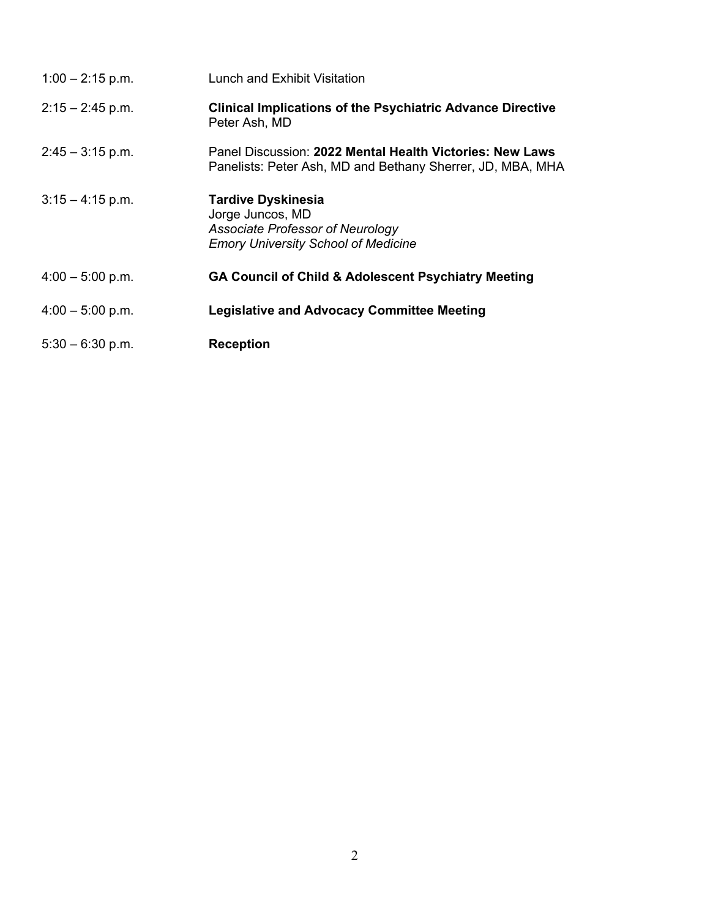1:00 – 2:15 p.m. Lunch and Exhibit Visitation

2:15 – 2:45 p.m. **Clinical Implications of the Psychiatric Advance Directive**
Peter Ash, MD

2:45 – 3:15 p.m. Panel Discussion: **2022 Mental Health Victories: New Laws**
Panelists: Peter Ash, MD and Bethany Sherrer, JD, MBA, MHA

3:15 – 4:15 p.m. **Tardive Dyskinesia**
Jorge Juncos, MD
*Associate Professor of Neurology*
*Emory University School of Medicine*

4:00 – 5:00 p.m. **GA Council of Child & Adolescent Psychiatry Meeting**

4:00 – 5:00 p.m. **Legislative and Advocacy Committee Meeting**

5:30 – 6:30 p.m. **Reception**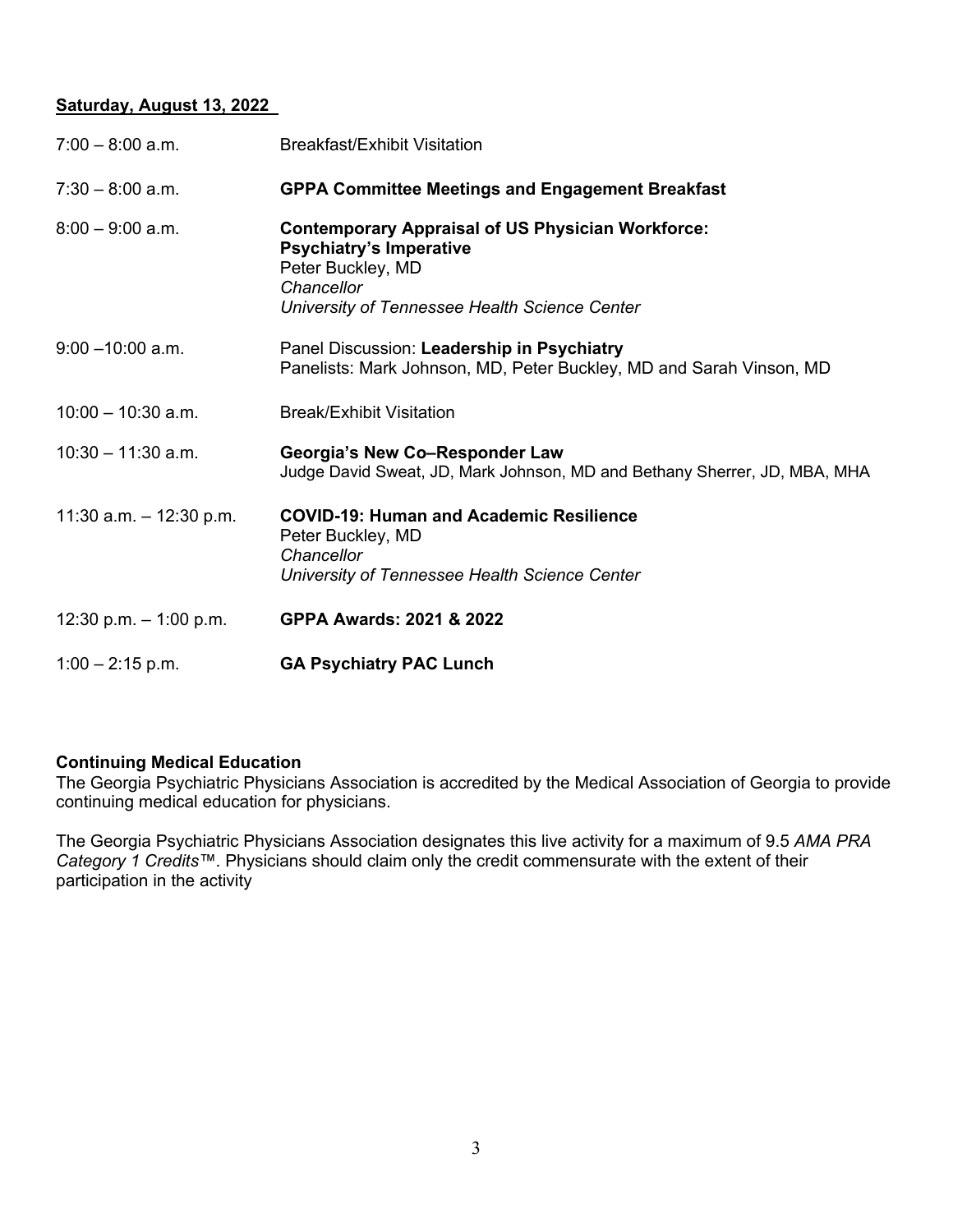**Saturday, August 13, 2022**

| | |
|---|---|
| 7:00 – 8:00 a.m. | Breakfast/Exhibit Visitation |
| 7:30 – 8:00 a.m. | **GPPA Committee Meetings and Engagement Breakfast** |
| 8:00 – 9:00 a.m. | **Contemporary Appraisal of US Physician Workforce: Psychiatry's Imperative**<br>Peter Buckley, MD<br>*Chancellor*<br>*University of Tennessee Health Science Center* |
| 9:00 –10:00 a.m. | Panel Discussion: **Leadership in Psychiatry**<br>Panelists: Mark Johnson, MD, Peter Buckley, MD and Sarah Vinson, MD |
| 10:00 – 10:30 a.m. | Break/Exhibit Visitation |
| 10:30 – 11:30 a.m. | **Georgia's New Co–Responder Law**<br>Judge David Sweat, JD, Mark Johnson, MD and Bethany Sherrer, JD, MBA, MHA |
| 11:30 a.m. – 12:30 p.m. | **COVID-19: Human and Academic Resilience**<br>Peter Buckley, MD<br>*Chancellor*<br>*University of Tennessee Health Science Center* |
| 12:30 p.m. – 1:00 p.m. | **GPPA Awards: 2021 & 2022** |
| 1:00 – 2:15 p.m. | **GA Psychiatry PAC Lunch** |

**Continuing Medical Education**

The Georgia Psychiatric Physicians Association is accredited by the Medical Association of Georgia to provide continuing medical education for physicians.

The Georgia Psychiatric Physicians Association designates this live activity for a maximum of 9.5 *AMA PRA Category 1 Credits*™. Physicians should claim only the credit commensurate with the extent of their participation in the activity